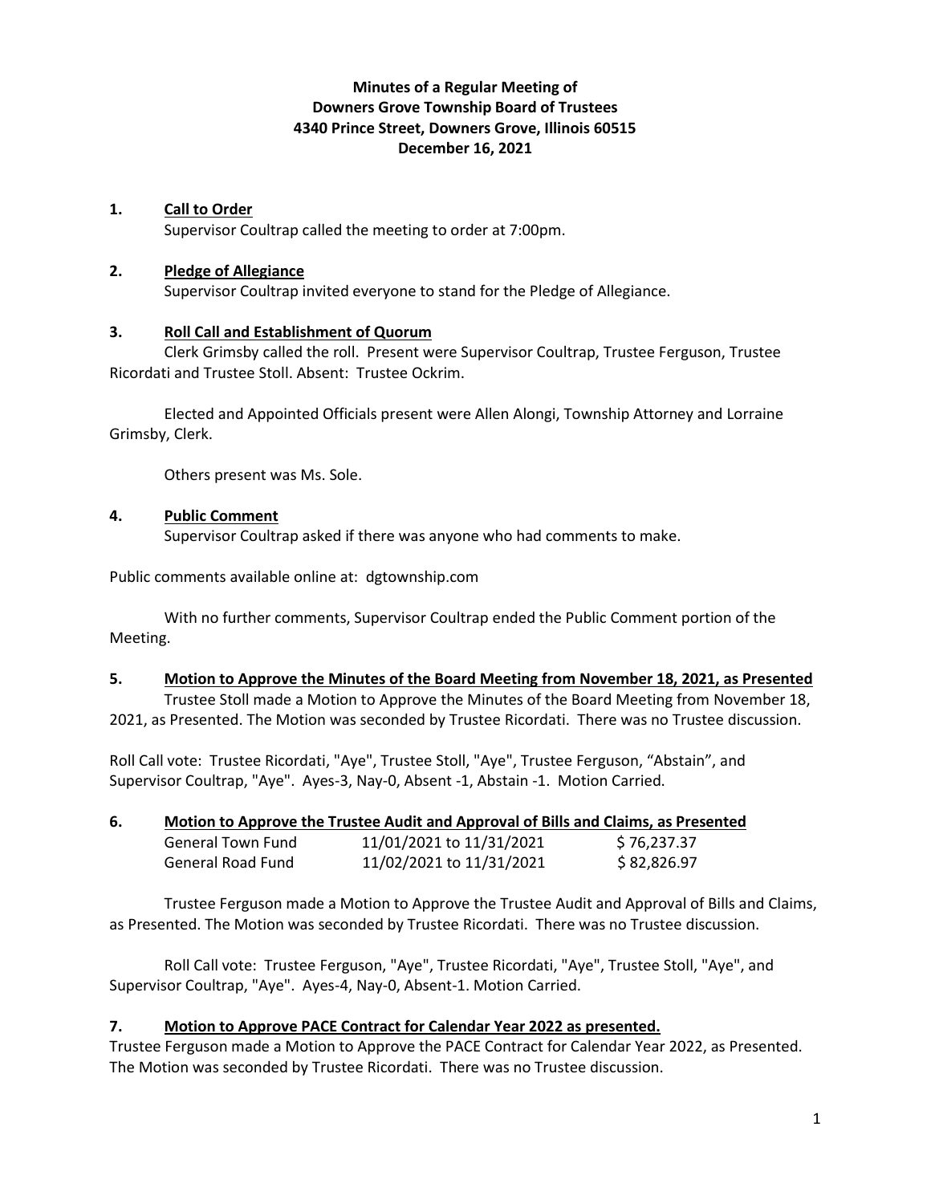**Minutes of a Regular Meeting of**
**Downers Grove Township Board of Trustees**
**4340 Prince Street, Downers Grove, Illinois 60515**
**December 16, 2021**

**1. Call to Order**

Supervisor Coultrap called the meeting to order at 7:00pm.

**2. Pledge of Allegiance**

Supervisor Coultrap invited everyone to stand for the Pledge of Allegiance.

**3. Roll Call and Establishment of Quorum**

Clerk Grimsby called the roll. Present were Supervisor Coultrap, Trustee Ferguson, Trustee Ricordati and Trustee Stoll. Absent: Trustee Ockrim.

Elected and Appointed Officials present were Allen Alongi, Township Attorney and Lorraine Grimsby, Clerk.

Others present was Ms. Sole.

**4. Public Comment**

Supervisor Coultrap asked if there was anyone who had comments to make.

Public comments available online at: dgtownship.com

With no further comments, Supervisor Coultrap ended the Public Comment portion of the Meeting.

**5. Motion to Approve the Minutes of the Board Meeting from November 18, 2021, as Presented**

Trustee Stoll made a Motion to Approve the Minutes of the Board Meeting from November 18, 2021, as Presented. The Motion was seconded by Trustee Ricordati. There was no Trustee discussion.

Roll Call vote: Trustee Ricordati, "Aye", Trustee Stoll, "Aye", Trustee Ferguson, "Abstain", and Supervisor Coultrap, "Aye". Ayes-3, Nay-0, Absent -1, Abstain -1. Motion Carried.

**6. Motion to Approve the Trustee Audit and Approval of Bills and Claims, as Presented**

| | | |
|---|---|---|
| General Town Fund | 11/01/2021 to 11/31/2021 | $ 76,237.37 |
| General Road Fund | 11/02/2021 to 11/31/2021 | $ 82,826.97 |

Trustee Ferguson made a Motion to Approve the Trustee Audit and Approval of Bills and Claims, as Presented. The Motion was seconded by Trustee Ricordati. There was no Trustee discussion.

Roll Call vote: Trustee Ferguson, "Aye", Trustee Ricordati, "Aye", Trustee Stoll, "Aye", and Supervisor Coultrap, "Aye". Ayes-4, Nay-0, Absent-1. Motion Carried.

**7. Motion to Approve PACE Contract for Calendar Year 2022 as presented.**

Trustee Ferguson made a Motion to Approve the PACE Contract for Calendar Year 2022, as Presented. The Motion was seconded by Trustee Ricordati. There was no Trustee discussion.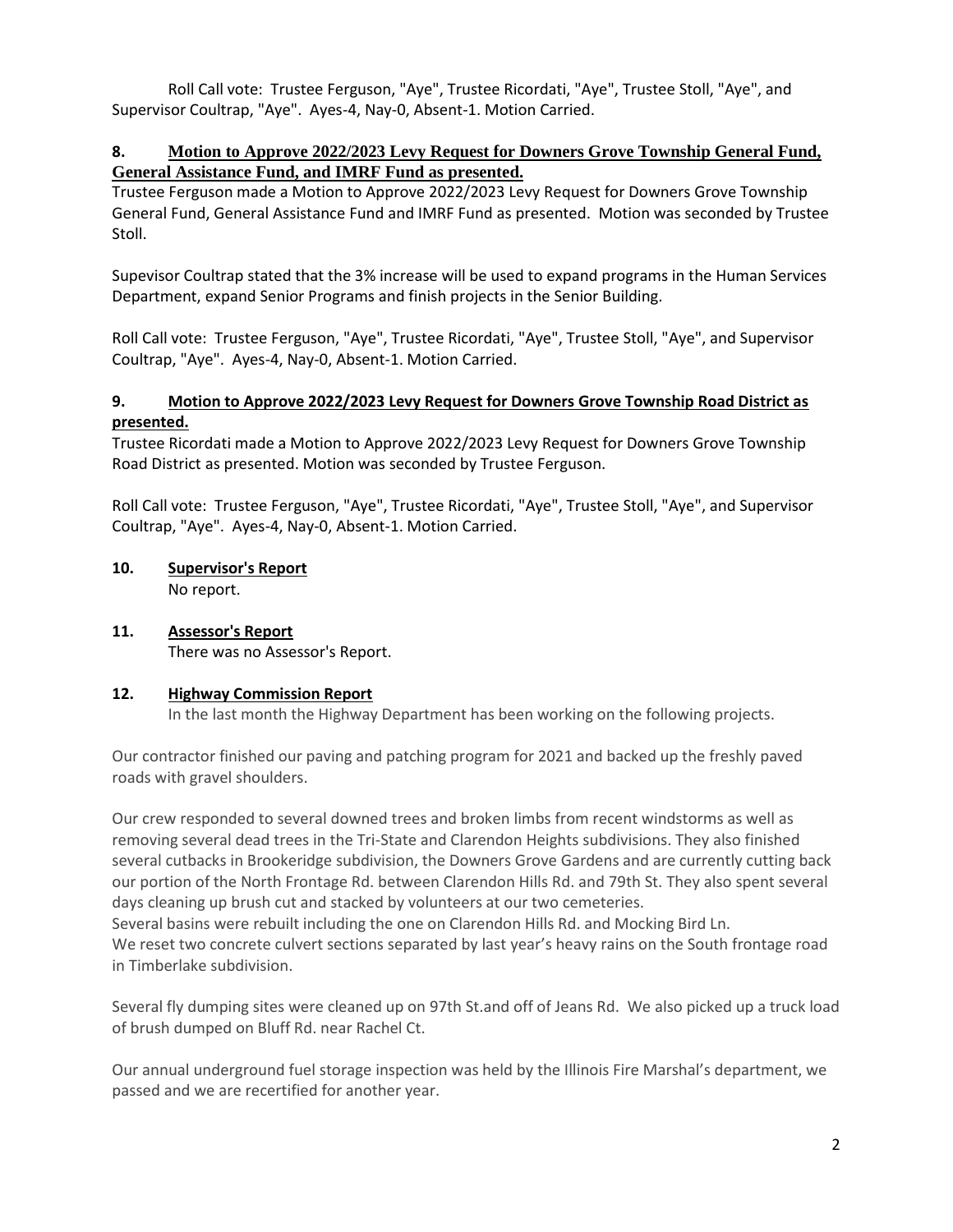Roll Call vote: Trustee Ferguson, "Aye", Trustee Ricordati, "Aye", Trustee Stoll, "Aye", and Supervisor Coultrap, "Aye". Ayes-4, Nay-0, Absent-1. Motion Carried.

**8. Motion to Approve 2022/2023 Levy Request for Downers Grove Township General Fund, General Assistance Fund, and IMRF Fund as presented.**

Trustee Ferguson made a Motion to Approve 2022/2023 Levy Request for Downers Grove Township General Fund, General Assistance Fund and IMRF Fund as presented. Motion was seconded by Trustee Stoll.

Supevisor Coultrap stated that the 3% increase will be used to expand programs in the Human Services Department, expand Senior Programs and finish projects in the Senior Building.

Roll Call vote: Trustee Ferguson, "Aye", Trustee Ricordati, "Aye", Trustee Stoll, "Aye", and Supervisor Coultrap, "Aye". Ayes-4, Nay-0, Absent-1. Motion Carried.

**9. Motion to Approve 2022/2023 Levy Request for Downers Grove Township Road District as presented.**

Trustee Ricordati made a Motion to Approve 2022/2023 Levy Request for Downers Grove Township Road District as presented. Motion was seconded by Trustee Ferguson.

Roll Call vote: Trustee Ferguson, "Aye", Trustee Ricordati, "Aye", Trustee Stoll, "Aye", and Supervisor Coultrap, "Aye". Ayes-4, Nay-0, Absent-1. Motion Carried.

**10. Supervisor's Report**

No report.

**11. Assessor's Report**

There was no Assessor's Report.

**12. Highway Commission Report**

In the last month the Highway Department has been working on the following projects.

Our contractor finished our paving and patching program for 2021 and backed up the freshly paved roads with gravel shoulders.

Our crew responded to several downed trees and broken limbs from recent windstorms as well as removing several dead trees in the Tri-State and Clarendon Heights subdivisions. They also finished several cutbacks in Brookeridge subdivision, the Downers Grove Gardens and are currently cutting back our portion of the North Frontage Rd. between Clarendon Hills Rd. and 79th St. They also spent several days cleaning up brush cut and stacked by volunteers at our two cemeteries.
Several basins were rebuilt including the one on Clarendon Hills Rd. and Mocking Bird Ln.
We reset two concrete culvert sections separated by last year's heavy rains on the South frontage road in Timberlake subdivision.

Several fly dumping sites were cleaned up on 97th St.and off of Jeans Rd. We also picked up a truck load of brush dumped on Bluff Rd. near Rachel Ct.

Our annual underground fuel storage inspection was held by the Illinois Fire Marshal's department, we passed and we are recertified for another year.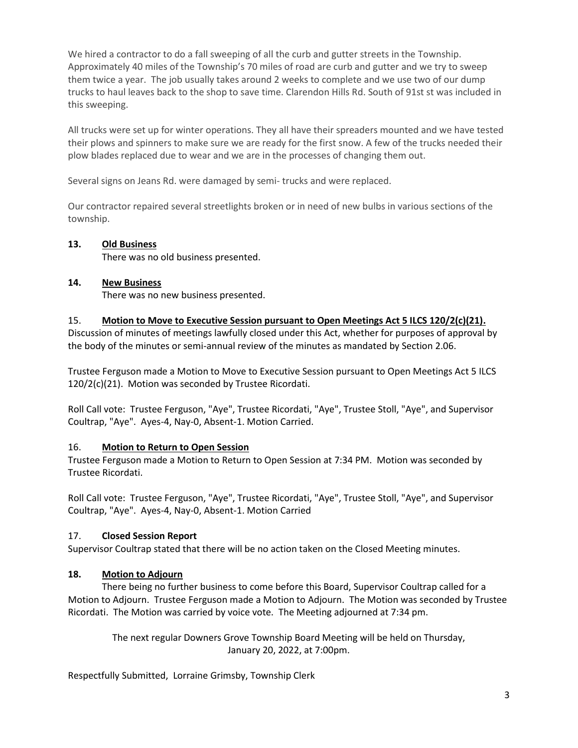We hired a contractor to do a fall sweeping of all the curb and gutter streets in the Township. Approximately 40 miles of the Township's 70 miles of road are curb and gutter and we try to sweep them twice a year. The job usually takes around 2 weeks to complete and we use two of our dump trucks to haul leaves back to the shop to save time. Clarendon Hills Rd. South of 91st st was included in this sweeping.

All trucks were set up for winter operations. They all have their spreaders mounted and we have tested their plows and spinners to make sure we are ready for the first snow. A few of the trucks needed their plow blades replaced due to wear and we are in the processes of changing them out.

Several signs on Jeans Rd. were damaged by semi- trucks and were replaced.

Our contractor repaired several streetlights broken or in need of new bulbs in various sections of the township.

**13. Old Business**

There was no old business presented.

**14. New Business**

There was no new business presented.

15. **Motion to Move to Executive Session pursuant to Open Meetings Act 5 ILCS 120/2(c)(21).**

Discussion of minutes of meetings lawfully closed under this Act, whether for purposes of approval by the body of the minutes or semi-annual review of the minutes as mandated by Section 2.06.

Trustee Ferguson made a Motion to Move to Executive Session pursuant to Open Meetings Act 5 ILCS 120/2(c)(21). Motion was seconded by Trustee Ricordati.

Roll Call vote: Trustee Ferguson, "Aye", Trustee Ricordati, "Aye", Trustee Stoll, "Aye", and Supervisor Coultrap, "Aye". Ayes-4, Nay-0, Absent-1. Motion Carried.

16. **Motion to Return to Open Session**

Trustee Ferguson made a Motion to Return to Open Session at 7:34 PM. Motion was seconded by Trustee Ricordati.

Roll Call vote: Trustee Ferguson, "Aye", Trustee Ricordati, "Aye", Trustee Stoll, "Aye", and Supervisor Coultrap, "Aye". Ayes-4, Nay-0, Absent-1. Motion Carried

17. **Closed Session Report**

Supervisor Coultrap stated that there will be no action taken on the Closed Meeting minutes.

**18. Motion to Adjourn**

There being no further business to come before this Board, Supervisor Coultrap called for a Motion to Adjourn. Trustee Ferguson made a Motion to Adjourn. The Motion was seconded by Trustee Ricordati. The Motion was carried by voice vote. The Meeting adjourned at 7:34 pm.

The next regular Downers Grove Township Board Meeting will be held on Thursday, January 20, 2022, at 7:00pm.

Respectfully Submitted, Lorraine Grimsby, Township Clerk